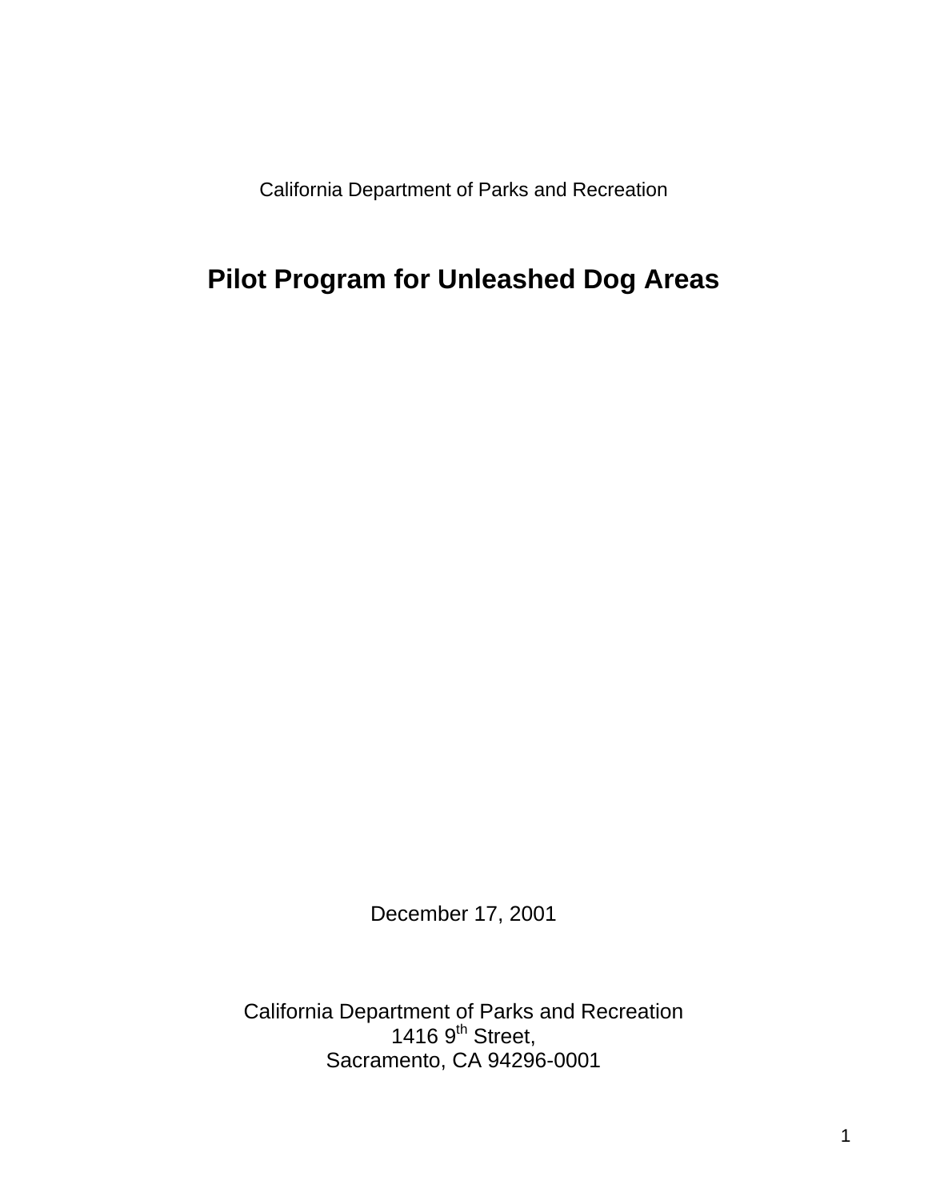California Department of Parks and Recreation

# Pilot Program for Unleashed Dog Areas

December 17, 2001

California Department of Parks and Recreation
1416 9th Street,
Sacramento, CA 94296-0001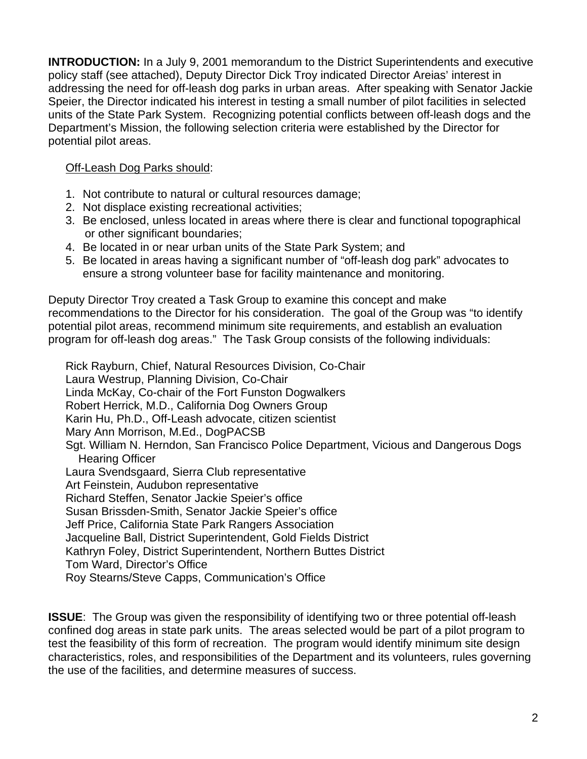**INTRODUCTION:** In a July 9, 2001 memorandum to the District Superintendents and executive policy staff (see attached), Deputy Director Dick Troy indicated Director Areias' interest in addressing the need for off-leash dog parks in urban areas. After speaking with Senator Jackie Speier, the Director indicated his interest in testing a small number of pilot facilities in selected units of the State Park System. Recognizing potential conflicts between off-leash dogs and the Department's Mission, the following selection criteria were established by the Director for potential pilot areas.

<u>Off-Leash Dog Parks should</u>:

1. Not contribute to natural or cultural resources damage;
2. Not displace existing recreational activities;
3. Be enclosed, unless located in areas where there is clear and functional topographical or other significant boundaries;
4. Be located in or near urban units of the State Park System; and
5. Be located in areas having a significant number of "off-leash dog park" advocates to ensure a strong volunteer base for facility maintenance and monitoring.

Deputy Director Troy created a Task Group to examine this concept and make recommendations to the Director for his consideration. The goal of the Group was "to identify potential pilot areas, recommend minimum site requirements, and establish an evaluation program for off-leash dog areas." The Task Group consists of the following individuals:

Rick Rayburn, Chief, Natural Resources Division, Co-Chair
Laura Westrup, Planning Division, Co-Chair
Linda McKay, Co-chair of the Fort Funston Dogwalkers
Robert Herrick, M.D., California Dog Owners Group
Karin Hu, Ph.D., Off-Leash advocate, citizen scientist
Mary Ann Morrison, M.Ed., DogPACSB
Sgt. William N. Herndon, San Francisco Police Department, Vicious and Dangerous Dogs Hearing Officer
Laura Svendsgaard, Sierra Club representative
Art Feinstein, Audubon representative
Richard Steffen, Senator Jackie Speier's office
Susan Brissden-Smith, Senator Jackie Speier's office
Jeff Price, California State Park Rangers Association
Jacqueline Ball, District Superintendent, Gold Fields District
Kathryn Foley, District Superintendent, Northern Buttes District
Tom Ward, Director's Office
Roy Stearns/Steve Capps, Communication's Office

**ISSUE**: The Group was given the responsibility of identifying two or three potential off-leash confined dog areas in state park units. The areas selected would be part of a pilot program to test the feasibility of this form of recreation. The program would identify minimum site design characteristics, roles, and responsibilities of the Department and its volunteers, rules governing the use of the facilities, and determine measures of success.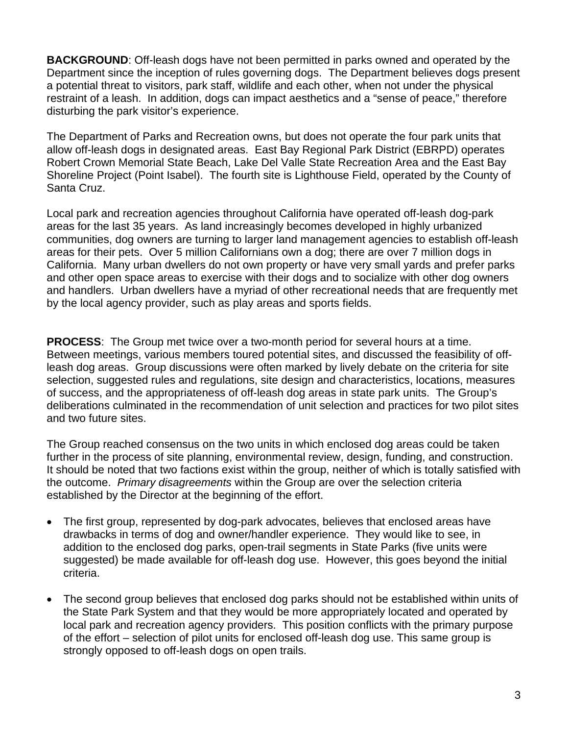**BACKGROUND**: Off-leash dogs have not been permitted in parks owned and operated by the Department since the inception of rules governing dogs. The Department believes dogs present a potential threat to visitors, park staff, wildlife and each other, when not under the physical restraint of a leash. In addition, dogs can impact aesthetics and a "sense of peace," therefore disturbing the park visitor's experience.

The Department of Parks and Recreation owns, but does not operate the four park units that allow off-leash dogs in designated areas. East Bay Regional Park District (EBRPD) operates Robert Crown Memorial State Beach, Lake Del Valle State Recreation Area and the East Bay Shoreline Project (Point Isabel). The fourth site is Lighthouse Field, operated by the County of Santa Cruz.

Local park and recreation agencies throughout California have operated off-leash dog-park areas for the last 35 years. As land increasingly becomes developed in highly urbanized communities, dog owners are turning to larger land management agencies to establish off-leash areas for their pets. Over 5 million Californians own a dog; there are over 7 million dogs in California. Many urban dwellers do not own property or have very small yards and prefer parks and other open space areas to exercise with their dogs and to socialize with other dog owners and handlers. Urban dwellers have a myriad of other recreational needs that are frequently met by the local agency provider, such as play areas and sports fields.

**PROCESS**: The Group met twice over a two-month period for several hours at a time. Between meetings, various members toured potential sites, and discussed the feasibility of off-leash dog areas. Group discussions were often marked by lively debate on the criteria for site selection, suggested rules and regulations, site design and characteristics, locations, measures of success, and the appropriateness of off-leash dog areas in state park units. The Group's deliberations culminated in the recommendation of unit selection and practices for two pilot sites and two future sites.

The Group reached consensus on the two units in which enclosed dog areas could be taken further in the process of site planning, environmental review, design, funding, and construction. It should be noted that two factions exist within the group, neither of which is totally satisfied with the outcome. *Primary disagreements* within the Group are over the selection criteria established by the Director at the beginning of the effort.

- The first group, represented by dog-park advocates, believes that enclosed areas have drawbacks in terms of dog and owner/handler experience. They would like to see, in addition to the enclosed dog parks, open-trail segments in State Parks (five units were suggested) be made available for off-leash dog use. However, this goes beyond the initial criteria.

- The second group believes that enclosed dog parks should not be established within units of the State Park System and that they would be more appropriately located and operated by local park and recreation agency providers. This position conflicts with the primary purpose of the effort – selection of pilot units for enclosed off-leash dog use. This same group is strongly opposed to off-leash dogs on open trails.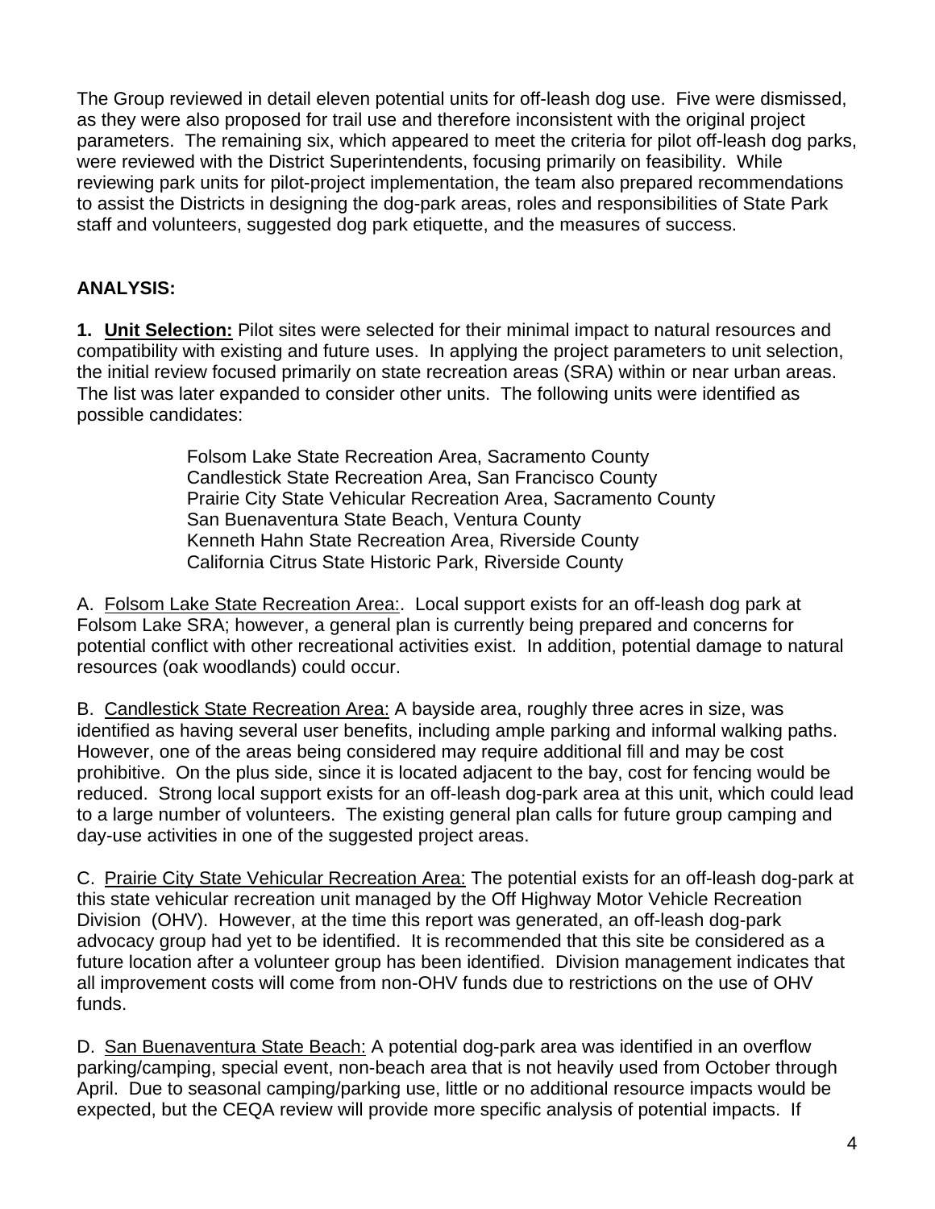The Group reviewed in detail eleven potential units for off-leash dog use. Five were dismissed, as they were also proposed for trail use and therefore inconsistent with the original project parameters. The remaining six, which appeared to meet the criteria for pilot off-leash dog parks, were reviewed with the District Superintendents, focusing primarily on feasibility. While reviewing park units for pilot-project implementation, the team also prepared recommendations to assist the Districts in designing the dog-park areas, roles and responsibilities of State Park staff and volunteers, suggested dog park etiquette, and the measures of success.

## ANALYSIS:

**1. <u>Unit Selection:</u>** Pilot sites were selected for their minimal impact to natural resources and compatibility with existing and future uses. In applying the project parameters to unit selection, the initial review focused primarily on state recreation areas (SRA) within or near urban areas. The list was later expanded to consider other units. The following units were identified as possible candidates:

Folsom Lake State Recreation Area, Sacramento County
Candlestick State Recreation Area, San Francisco County
Prairie City State Vehicular Recreation Area, Sacramento County
San Buenaventura State Beach, Ventura County
Kenneth Hahn State Recreation Area, Riverside County
California Citrus State Historic Park, Riverside County

A. <u>Folsom Lake State Recreation Area:</u>. Local support exists for an off-leash dog park at Folsom Lake SRA; however, a general plan is currently being prepared and concerns for potential conflict with other recreational activities exist. In addition, potential damage to natural resources (oak woodlands) could occur.

B. <u>Candlestick State Recreation Area:</u> A bayside area, roughly three acres in size, was identified as having several user benefits, including ample parking and informal walking paths. However, one of the areas being considered may require additional fill and may be cost prohibitive. On the plus side, since it is located adjacent to the bay, cost for fencing would be reduced. Strong local support exists for an off-leash dog-park area at this unit, which could lead to a large number of volunteers. The existing general plan calls for future group camping and day-use activities in one of the suggested project areas.

C. <u>Prairie City State Vehicular Recreation Area:</u> The potential exists for an off-leash dog-park at this state vehicular recreation unit managed by the Off Highway Motor Vehicle Recreation Division (OHV). However, at the time this report was generated, an off-leash dog-park advocacy group had yet to be identified. It is recommended that this site be considered as a future location after a volunteer group has been identified. Division management indicates that all improvement costs will come from non-OHV funds due to restrictions on the use of OHV funds.

D. <u>San Buenaventura State Beach:</u> A potential dog-park area was identified in an overflow parking/camping, special event, non-beach area that is not heavily used from October through April. Due to seasonal camping/parking use, little or no additional resource impacts would be expected, but the CEQA review will provide more specific analysis of potential impacts. If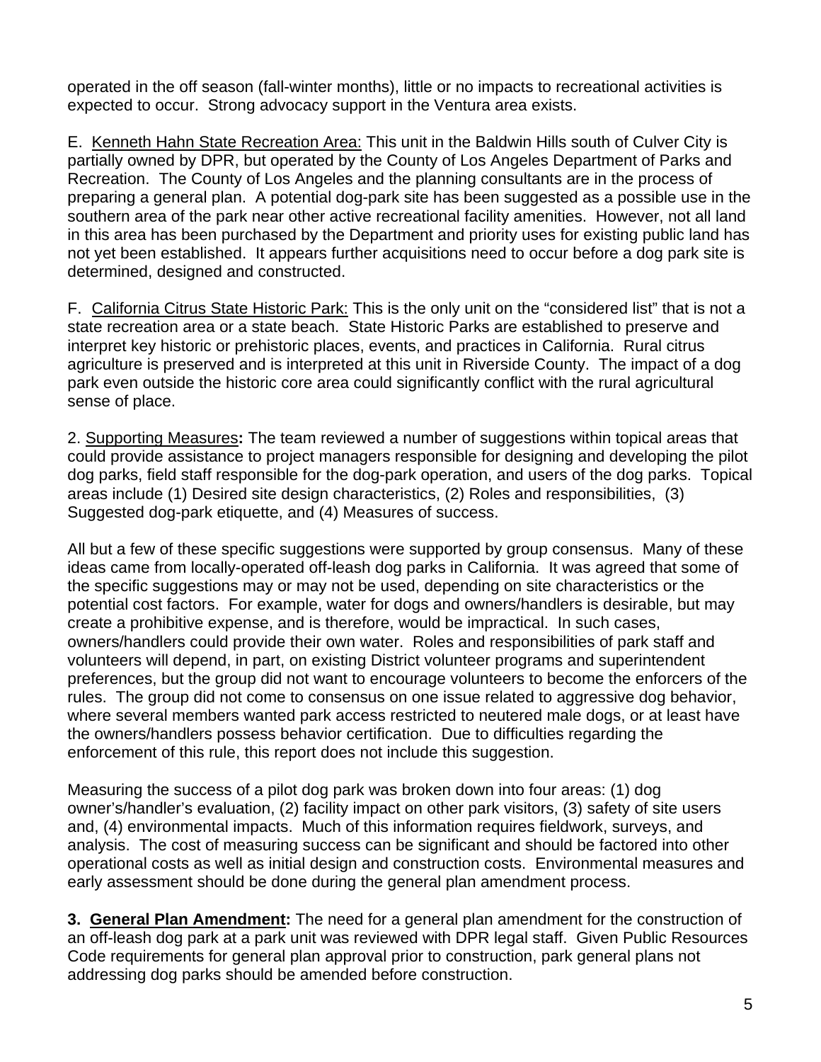operated in the off season (fall-winter months), little or no impacts to recreational activities is expected to occur. Strong advocacy support in the Ventura area exists.

E. Kenneth Hahn State Recreation Area: This unit in the Baldwin Hills south of Culver City is partially owned by DPR, but operated by the County of Los Angeles Department of Parks and Recreation. The County of Los Angeles and the planning consultants are in the process of preparing a general plan. A potential dog-park site has been suggested as a possible use in the southern area of the park near other active recreational facility amenities. However, not all land in this area has been purchased by the Department and priority uses for existing public land has not yet been established. It appears further acquisitions need to occur before a dog park site is determined, designed and constructed.

F. California Citrus State Historic Park: This is the only unit on the "considered list" that is not a state recreation area or a state beach. State Historic Parks are established to preserve and interpret key historic or prehistoric places, events, and practices in California. Rural citrus agriculture is preserved and is interpreted at this unit in Riverside County. The impact of a dog park even outside the historic core area could significantly conflict with the rural agricultural sense of place.

2. Supporting Measures**:** The team reviewed a number of suggestions within topical areas that could provide assistance to project managers responsible for designing and developing the pilot dog parks, field staff responsible for the dog-park operation, and users of the dog parks. Topical areas include (1) Desired site design characteristics, (2) Roles and responsibilities, (3) Suggested dog-park etiquette, and (4) Measures of success.

All but a few of these specific suggestions were supported by group consensus. Many of these ideas came from locally-operated off-leash dog parks in California. It was agreed that some of the specific suggestions may or may not be used, depending on site characteristics or the potential cost factors. For example, water for dogs and owners/handlers is desirable, but may create a prohibitive expense, and is therefore, would be impractical. In such cases, owners/handlers could provide their own water. Roles and responsibilities of park staff and volunteers will depend, in part, on existing District volunteer programs and superintendent preferences, but the group did not want to encourage volunteers to become the enforcers of the rules. The group did not come to consensus on one issue related to aggressive dog behavior, where several members wanted park access restricted to neutered male dogs, or at least have the owners/handlers possess behavior certification. Due to difficulties regarding the enforcement of this rule, this report does not include this suggestion.

Measuring the success of a pilot dog park was broken down into four areas: (1) dog owner's/handler's evaluation, (2) facility impact on other park visitors, (3) safety of site users and, (4) environmental impacts. Much of this information requires fieldwork, surveys, and analysis. The cost of measuring success can be significant and should be factored into other operational costs as well as initial design and construction costs. Environmental measures and early assessment should be done during the general plan amendment process.

**3. General Plan Amendment:** The need for a general plan amendment for the construction of an off-leash dog park at a park unit was reviewed with DPR legal staff. Given Public Resources Code requirements for general plan approval prior to construction, park general plans not addressing dog parks should be amended before construction.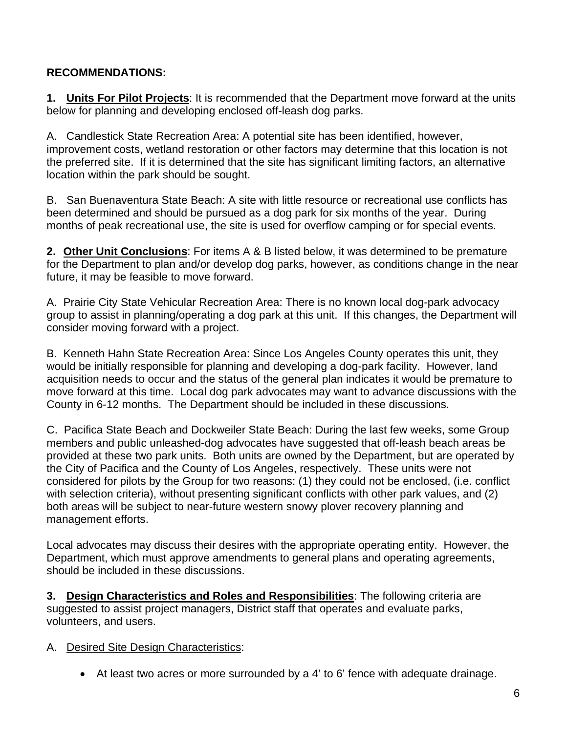**RECOMMENDATIONS:**

**1. Units For Pilot Projects**: It is recommended that the Department move forward at the units below for planning and developing enclosed off-leash dog parks.

A. Candlestick State Recreation Area: A potential site has been identified, however, improvement costs, wetland restoration or other factors may determine that this location is not the preferred site. If it is determined that the site has significant limiting factors, an alternative location within the park should be sought.

B. San Buenaventura State Beach: A site with little resource or recreational use conflicts has been determined and should be pursued as a dog park for six months of the year. During months of peak recreational use, the site is used for overflow camping or for special events.

**2. Other Unit Conclusions**: For items A & B listed below, it was determined to be premature for the Department to plan and/or develop dog parks, however, as conditions change in the near future, it may be feasible to move forward.

A. Prairie City State Vehicular Recreation Area: There is no known local dog-park advocacy group to assist in planning/operating a dog park at this unit. If this changes, the Department will consider moving forward with a project.

B. Kenneth Hahn State Recreation Area: Since Los Angeles County operates this unit, they would be initially responsible for planning and developing a dog-park facility. However, land acquisition needs to occur and the status of the general plan indicates it would be premature to move forward at this time. Local dog park advocates may want to advance discussions with the County in 6-12 months. The Department should be included in these discussions.

C. Pacifica State Beach and Dockweiler State Beach: During the last few weeks, some Group members and public unleashed-dog advocates have suggested that off-leash beach areas be provided at these two park units. Both units are owned by the Department, but are operated by the City of Pacifica and the County of Los Angeles, respectively. These units were not considered for pilots by the Group for two reasons: (1) they could not be enclosed, (i.e. conflict with selection criteria), without presenting significant conflicts with other park values, and (2) both areas will be subject to near-future western snowy plover recovery planning and management efforts.

Local advocates may discuss their desires with the appropriate operating entity. However, the Department, which must approve amendments to general plans and operating agreements, should be included in these discussions.

**3. Design Characteristics and Roles and Responsibilities**: The following criteria are suggested to assist project managers, District staff that operates and evaluate parks, volunteers, and users.

A. Desired Site Design Characteristics:

- At least two acres or more surrounded by a 4' to 6' fence with adequate drainage.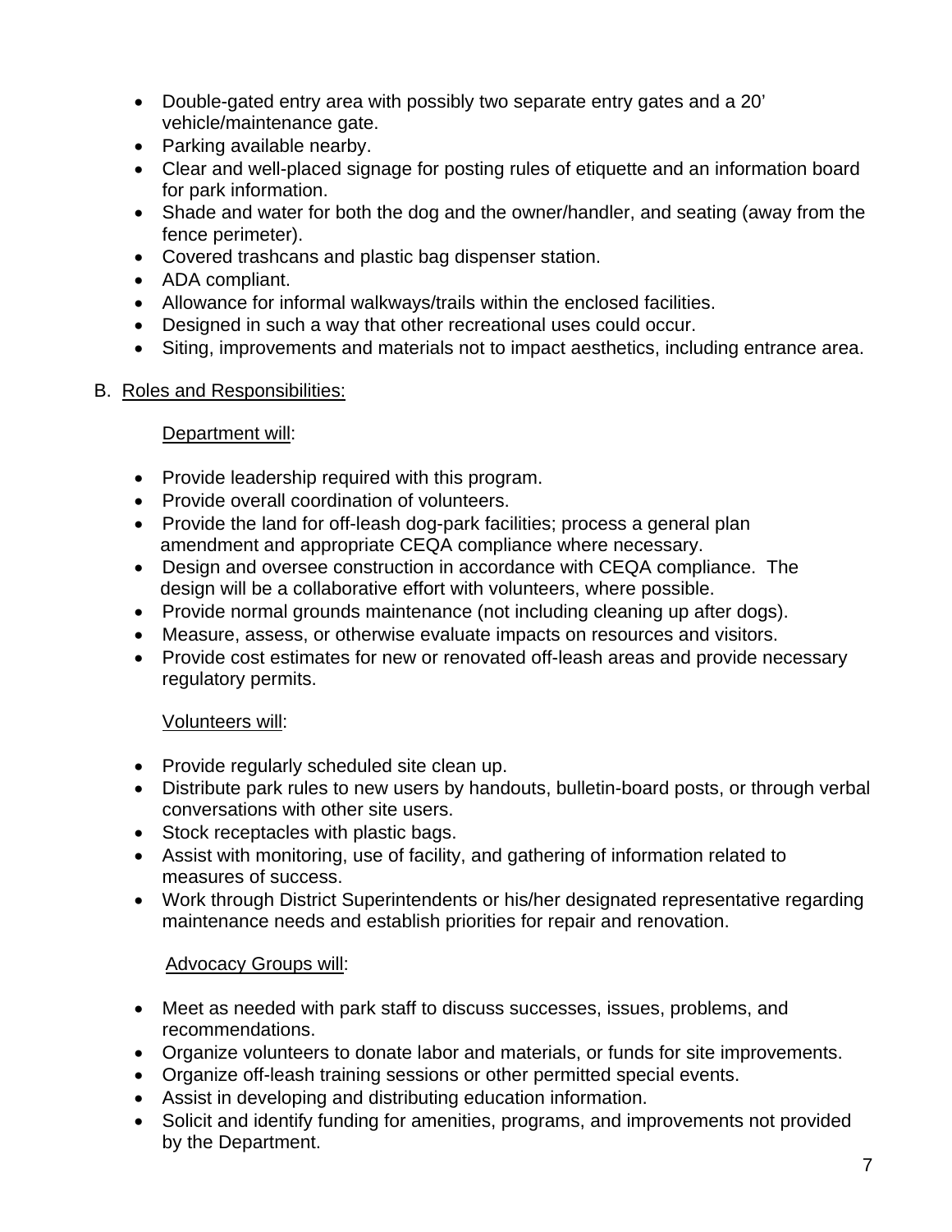- Double-gated entry area with possibly two separate entry gates and a 20' vehicle/maintenance gate.
- Parking available nearby.
- Clear and well-placed signage for posting rules of etiquette and an information board for park information.
- Shade and water for both the dog and the owner/handler, and seating (away from the fence perimeter).
- Covered trashcans and plastic bag dispenser station.
- ADA compliant.
- Allowance for informal walkways/trails within the enclosed facilities.
- Designed in such a way that other recreational uses could occur.
- Siting, improvements and materials not to impact aesthetics, including entrance area.

B. <u>Roles and Responsibilities:</u>

<u>Department will</u>:

- Provide leadership required with this program.
- Provide overall coordination of volunteers.
- Provide the land for off-leash dog-park facilities; process a general plan amendment and appropriate CEQA compliance where necessary.
- Design and oversee construction in accordance with CEQA compliance. The design will be a collaborative effort with volunteers, where possible.
- Provide normal grounds maintenance (not including cleaning up after dogs).
- Measure, assess, or otherwise evaluate impacts on resources and visitors.
- Provide cost estimates for new or renovated off-leash areas and provide necessary regulatory permits.

<u>Volunteers will</u>:

- Provide regularly scheduled site clean up.
- Distribute park rules to new users by handouts, bulletin-board posts, or through verbal conversations with other site users.
- Stock receptacles with plastic bags.
- Assist with monitoring, use of facility, and gathering of information related to measures of success.
- Work through District Superintendents or his/her designated representative regarding maintenance needs and establish priorities for repair and renovation.

<u>Advocacy Groups will</u>:

- Meet as needed with park staff to discuss successes, issues, problems, and recommendations.
- Organize volunteers to donate labor and materials, or funds for site improvements.
- Organize off-leash training sessions or other permitted special events.
- Assist in developing and distributing education information.
- Solicit and identify funding for amenities, programs, and improvements not provided by the Department.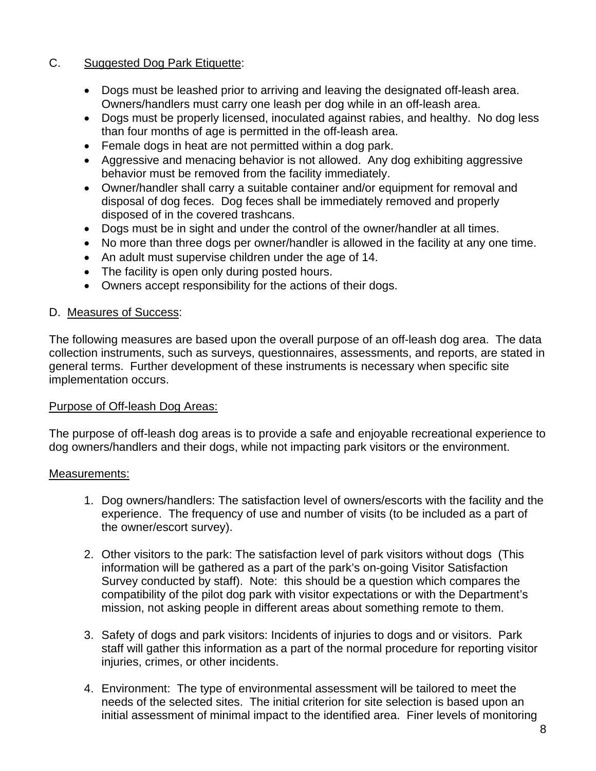## C. Suggested Dog Park Etiquette:

- Dogs must be leashed prior to arriving and leaving the designated off-leash area. Owners/handlers must carry one leash per dog while in an off-leash area.
- Dogs must be properly licensed, inoculated against rabies, and healthy. No dog less than four months of age is permitted in the off-leash area.
- Female dogs in heat are not permitted within a dog park.
- Aggressive and menacing behavior is not allowed. Any dog exhibiting aggressive behavior must be removed from the facility immediately.
- Owner/handler shall carry a suitable container and/or equipment for removal and disposal of dog feces. Dog feces shall be immediately removed and properly disposed of in the covered trashcans.
- Dogs must be in sight and under the control of the owner/handler at all times.
- No more than three dogs per owner/handler is allowed in the facility at any one time.
- An adult must supervise children under the age of 14.
- The facility is open only during posted hours.
- Owners accept responsibility for the actions of their dogs.

## D. Measures of Success:

The following measures are based upon the overall purpose of an off-leash dog area. The data collection instruments, such as surveys, questionnaires, assessments, and reports, are stated in general terms. Further development of these instruments is necessary when specific site implementation occurs.

### Purpose of Off-leash Dog Areas:

The purpose of off-leash dog areas is to provide a safe and enjoyable recreational experience to dog owners/handlers and their dogs, while not impacting park visitors or the environment.

### Measurements:

1. Dog owners/handlers: The satisfaction level of owners/escorts with the facility and the experience. The frequency of use and number of visits (to be included as a part of the owner/escort survey).

2. Other visitors to the park: The satisfaction level of park visitors without dogs (This information will be gathered as a part of the park's on-going Visitor Satisfaction Survey conducted by staff). Note: this should be a question which compares the compatibility of the pilot dog park with visitor expectations or with the Department's mission, not asking people in different areas about something remote to them.

3. Safety of dogs and park visitors: Incidents of injuries to dogs and or visitors. Park staff will gather this information as a part of the normal procedure for reporting visitor injuries, crimes, or other incidents.

4. Environment: The type of environmental assessment will be tailored to meet the needs of the selected sites. The initial criterion for site selection is based upon an initial assessment of minimal impact to the identified area. Finer levels of monitoring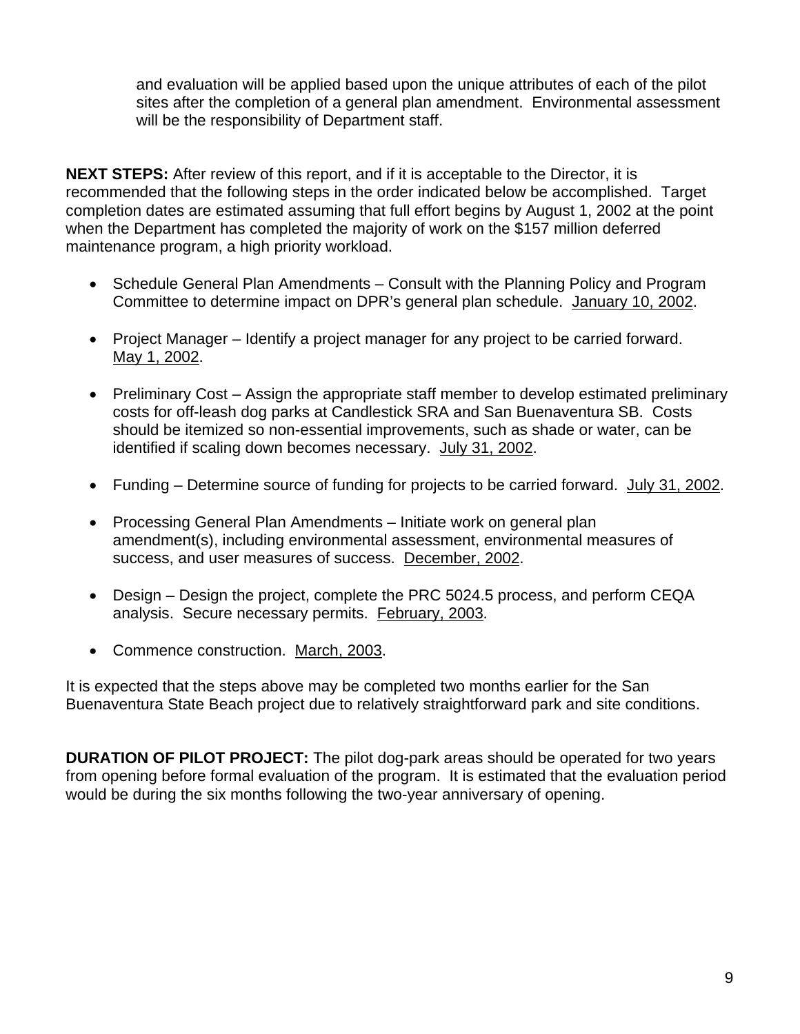and evaluation will be applied based upon the unique attributes of each of the pilot sites after the completion of a general plan amendment. Environmental assessment will be the responsibility of Department staff.

**NEXT STEPS:** After review of this report, and if it is acceptable to the Director, it is recommended that the following steps in the order indicated below be accomplished. Target completion dates are estimated assuming that full effort begins by August 1, 2002 at the point when the Department has completed the majority of work on the $157 million deferred maintenance program, a high priority workload.

- Schedule General Plan Amendments – Consult with the Planning Policy and Program Committee to determine impact on DPR's general plan schedule. <u>January 10, 2002</u>.
- Project Manager – Identify a project manager for any project to be carried forward. <u>May 1, 2002</u>.
- Preliminary Cost – Assign the appropriate staff member to develop estimated preliminary costs for off-leash dog parks at Candlestick SRA and San Buenaventura SB. Costs should be itemized so non-essential improvements, such as shade or water, can be identified if scaling down becomes necessary. <u>July 31, 2002</u>.
- Funding – Determine source of funding for projects to be carried forward. <u>July 31, 2002</u>.
- Processing General Plan Amendments – Initiate work on general plan amendment(s), including environmental assessment, environmental measures of success, and user measures of success. <u>December, 2002</u>.
- Design – Design the project, complete the PRC 5024.5 process, and perform CEQA analysis. Secure necessary permits. <u>February, 2003</u>.
- Commence construction. <u>March, 2003</u>.

It is expected that the steps above may be completed two months earlier for the San Buenaventura State Beach project due to relatively straightforward park and site conditions.

**DURATION OF PILOT PROJECT:** The pilot dog-park areas should be operated for two years from opening before formal evaluation of the program. It is estimated that the evaluation period would be during the six months following the two-year anniversary of opening.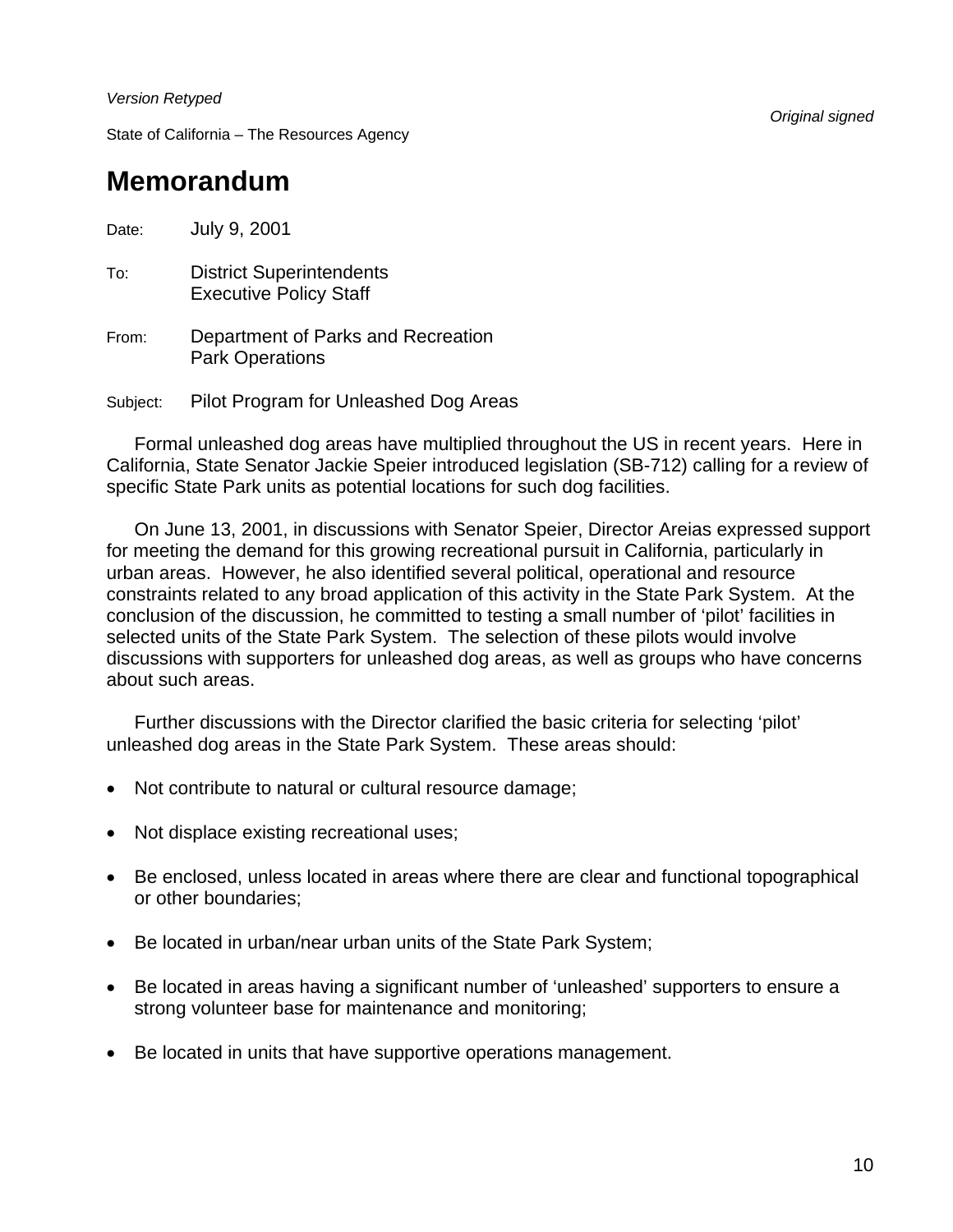*Version Retyped*

*Original signed*

State of California – The Resources Agency

# Memorandum

Date: July 9, 2001

To: District Superintendents
Executive Policy Staff

From: Department of Parks and Recreation
Park Operations

Subject: Pilot Program for Unleashed Dog Areas

Formal unleashed dog areas have multiplied throughout the US in recent years. Here in California, State Senator Jackie Speier introduced legislation (SB-712) calling for a review of specific State Park units as potential locations for such dog facilities.

On June 13, 2001, in discussions with Senator Speier, Director Areias expressed support for meeting the demand for this growing recreational pursuit in California, particularly in urban areas. However, he also identified several political, operational and resource constraints related to any broad application of this activity in the State Park System. At the conclusion of the discussion, he committed to testing a small number of 'pilot' facilities in selected units of the State Park System. The selection of these pilots would involve discussions with supporters for unleashed dog areas, as well as groups who have concerns about such areas.

Further discussions with the Director clarified the basic criteria for selecting 'pilot' unleashed dog areas in the State Park System. These areas should:

- Not contribute to natural or cultural resource damage;
- Not displace existing recreational uses;
- Be enclosed, unless located in areas where there are clear and functional topographical or other boundaries;
- Be located in urban/near urban units of the State Park System;
- Be located in areas having a significant number of 'unleashed' supporters to ensure a strong volunteer base for maintenance and monitoring;
- Be located in units that have supportive operations management.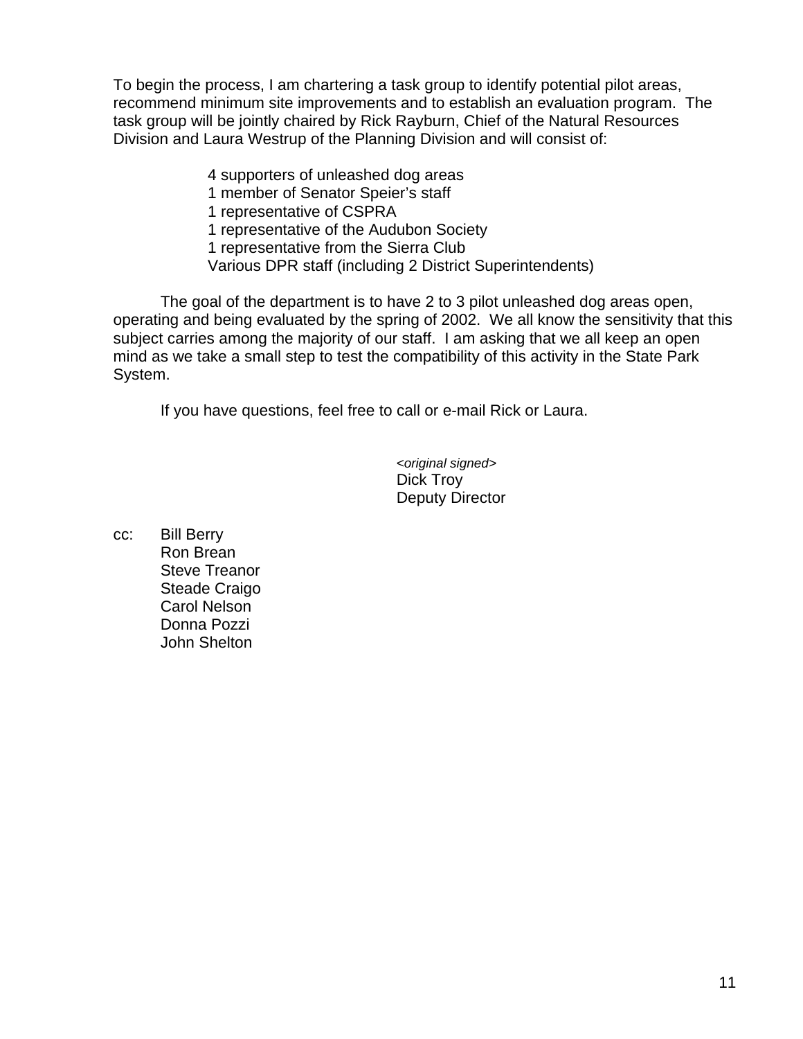To begin the process, I am chartering a task group to identify potential pilot areas, recommend minimum site improvements and to establish an evaluation program. The task group will be jointly chaired by Rick Rayburn, Chief of the Natural Resources Division and Laura Westrup of the Planning Division and will consist of:

4 supporters of unleashed dog areas
1 member of Senator Speier's staff
1 representative of CSPRA
1 representative of the Audubon Society
1 representative from the Sierra Club
Various DPR staff (including 2 District Superintendents)

The goal of the department is to have 2 to 3 pilot unleashed dog areas open, operating and being evaluated by the spring of 2002. We all know the sensitivity that this subject carries among the majority of our staff. I am asking that we all keep an open mind as we take a small step to test the compatibility of this activity in the State Park System.

If you have questions, feel free to call or e-mail Rick or Laura.

*<original signed>*
Dick Troy
Deputy Director

cc: Bill Berry
Ron Brean
Steve Treanor
Steade Craigo
Carol Nelson
Donna Pozzi
John Shelton